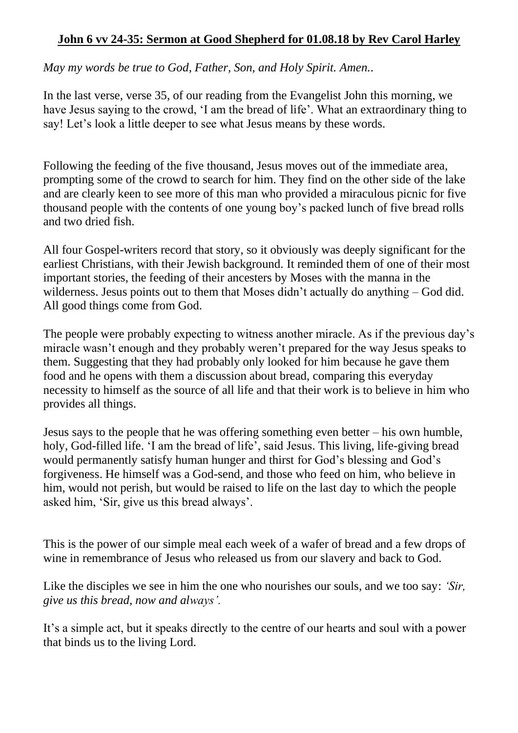**John 6 vv 24-35: Sermon at Good Shepherd for 01.08.18 by Rev Carol Harley**

*May my words be true to God, Father, Son, and Holy Spirit. Amen..*

In the last verse, verse 35, of our reading from the Evangelist John this morning, we have Jesus saying to the crowd, 'I am the bread of life'. What an extraordinary thing to say! Let's look a little deeper to see what Jesus means by these words.

Following the feeding of the five thousand, Jesus moves out of the immediate area, prompting some of the crowd to search for him. They find on the other side of the lake and are clearly keen to see more of this man who provided a miraculous picnic for five thousand people with the contents of one young boy's packed lunch of five bread rolls and two dried fish.

All four Gospel-writers record that story, so it obviously was deeply significant for the earliest Christians, with their Jewish background. It reminded them of one of their most important stories, the feeding of their ancesters by Moses with the manna in the wilderness. Jesus points out to them that Moses didn't actually do anything – God did. All good things come from God.

The people were probably expecting to witness another miracle. As if the previous day's miracle wasn't enough and they probably weren't prepared for the way Jesus speaks to them. Suggesting that they had probably only looked for him because he gave them food and he opens with them a discussion about bread, comparing this everyday necessity to himself as the source of all life and that their work is to believe in him who provides all things.

Jesus says to the people that he was offering something even better – his own humble, holy, God-filled life. 'I am the bread of life', said Jesus. This living, life-giving bread would permanently satisfy human hunger and thirst for God's blessing and God's forgiveness. He himself was a God-send, and those who feed on him, who believe in him, would not perish, but would be raised to life on the last day to which the people asked him, 'Sir, give us this bread always'.

This is the power of our simple meal each week of a wafer of bread and a few drops of wine in remembrance of Jesus who released us from our slavery and back to God.

Like the disciples we see in him the one who nourishes our souls, and we too say: *'Sir, give us this bread, now and always'.*

It's a simple act, but it speaks directly to the centre of our hearts and soul with a power that binds us to the living Lord.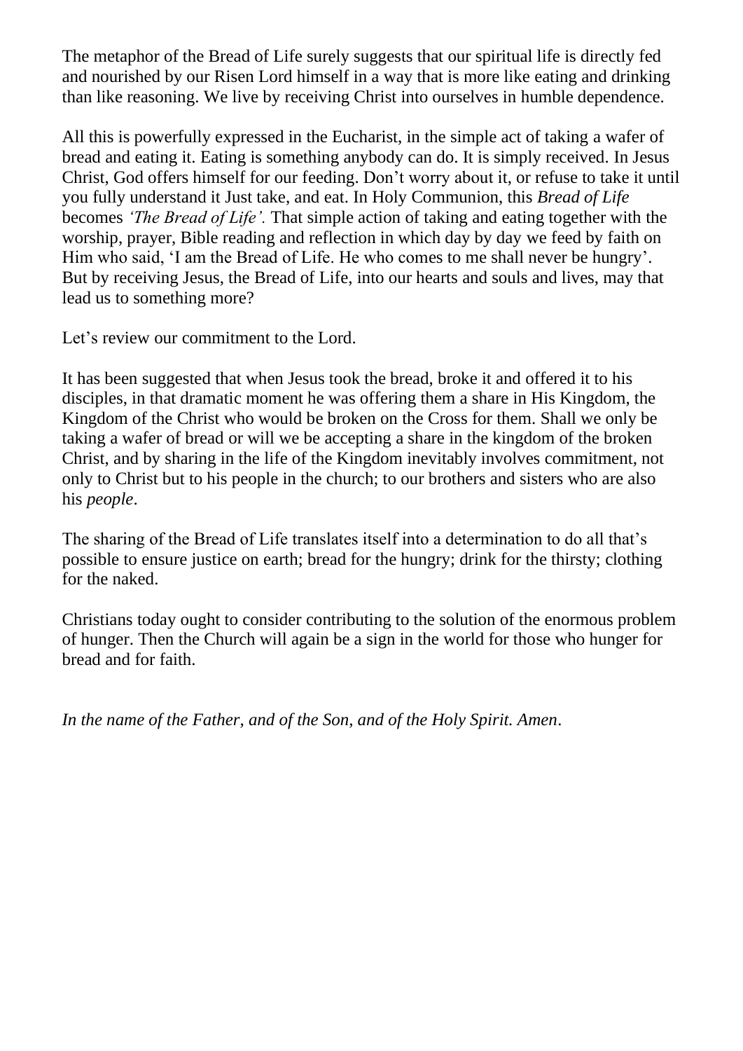The metaphor of the Bread of Life surely suggests that our spiritual life is directly fed and nourished by our Risen Lord himself in a way that is more like eating and drinking than like reasoning. We live by receiving Christ into ourselves in humble dependence.

All this is powerfully expressed in the Eucharist, in the simple act of taking a wafer of bread and eating it. Eating is something anybody can do. It is simply received. In Jesus Christ, God offers himself for our feeding. Don't worry about it, or refuse to take it until you fully understand it Just take, and eat. In Holy Communion, this *Bread of Life* becomes *'The Bread of Life'.* That simple action of taking and eating together with the worship, prayer, Bible reading and reflection in which day by day we feed by faith on Him who said, 'I am the Bread of Life. He who comes to me shall never be hungry'. But by receiving Jesus, the Bread of Life, into our hearts and souls and lives, may that lead us to something more?

Let's review our commitment to the Lord.

It has been suggested that when Jesus took the bread, broke it and offered it to his disciples, in that dramatic moment he was offering them a share in His Kingdom, the Kingdom of the Christ who would be broken on the Cross for them. Shall we only be taking a wafer of bread or will we be accepting a share in the kingdom of the broken Christ, and by sharing in the life of the Kingdom inevitably involves commitment, not only to Christ but to his people in the church; to our brothers and sisters who are also his *people*.

The sharing of the Bread of Life translates itself into a determination to do all that's possible to ensure justice on earth; bread for the hungry; drink for the thirsty; clothing for the naked.

Christians today ought to consider contributing to the solution of the enormous problem of hunger. Then the Church will again be a sign in the world for those who hunger for bread and for faith.

*In the name of the Father, and of the Son, and of the Holy Spirit. Amen*.